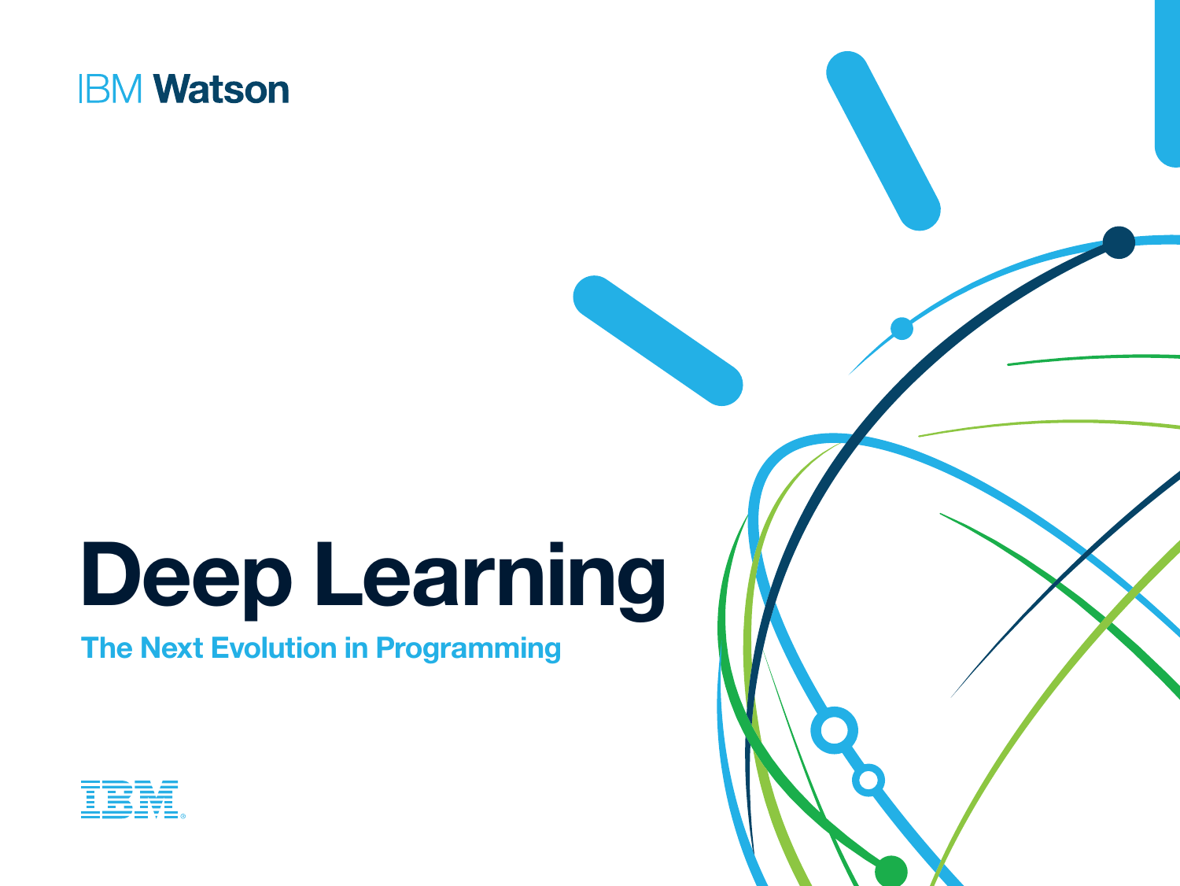IBM Watson

# Deep Learning

## The Next Evolution in Programming

IBM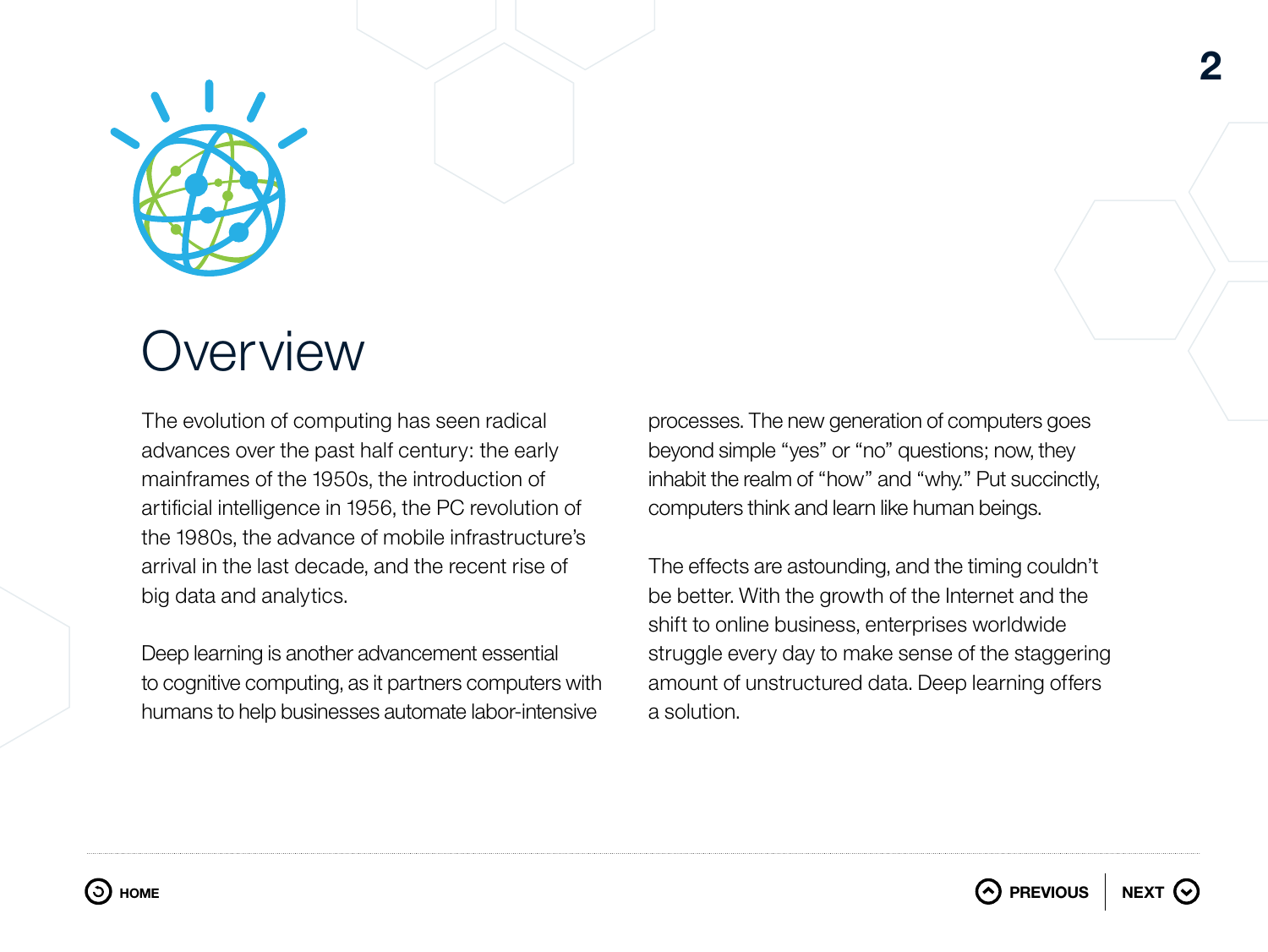# Overview

The evolution of computing has seen radical advances over the past half century: the early mainframes of the 1950s, the introduction of artificial intelligence in 1956, the PC revolution of the 1980s, the advance of mobile infrastructure's arrival in the last decade, and the recent rise of big data and analytics.

Deep learning is another advancement essential to cognitive computing, as it partners computers with humans to help businesses automate labor-intensive processes. The new generation of computers goes beyond simple "yes" or "no" questions; now, they inhabit the realm of "how" and "why." Put succinctly, computers think and learn like human beings.

The effects are astounding, and the timing couldn't be better. With the growth of the Internet and the shift to online business, enterprises worldwide struggle every day to make sense of the staggering amount of unstructured data. Deep learning offers a solution.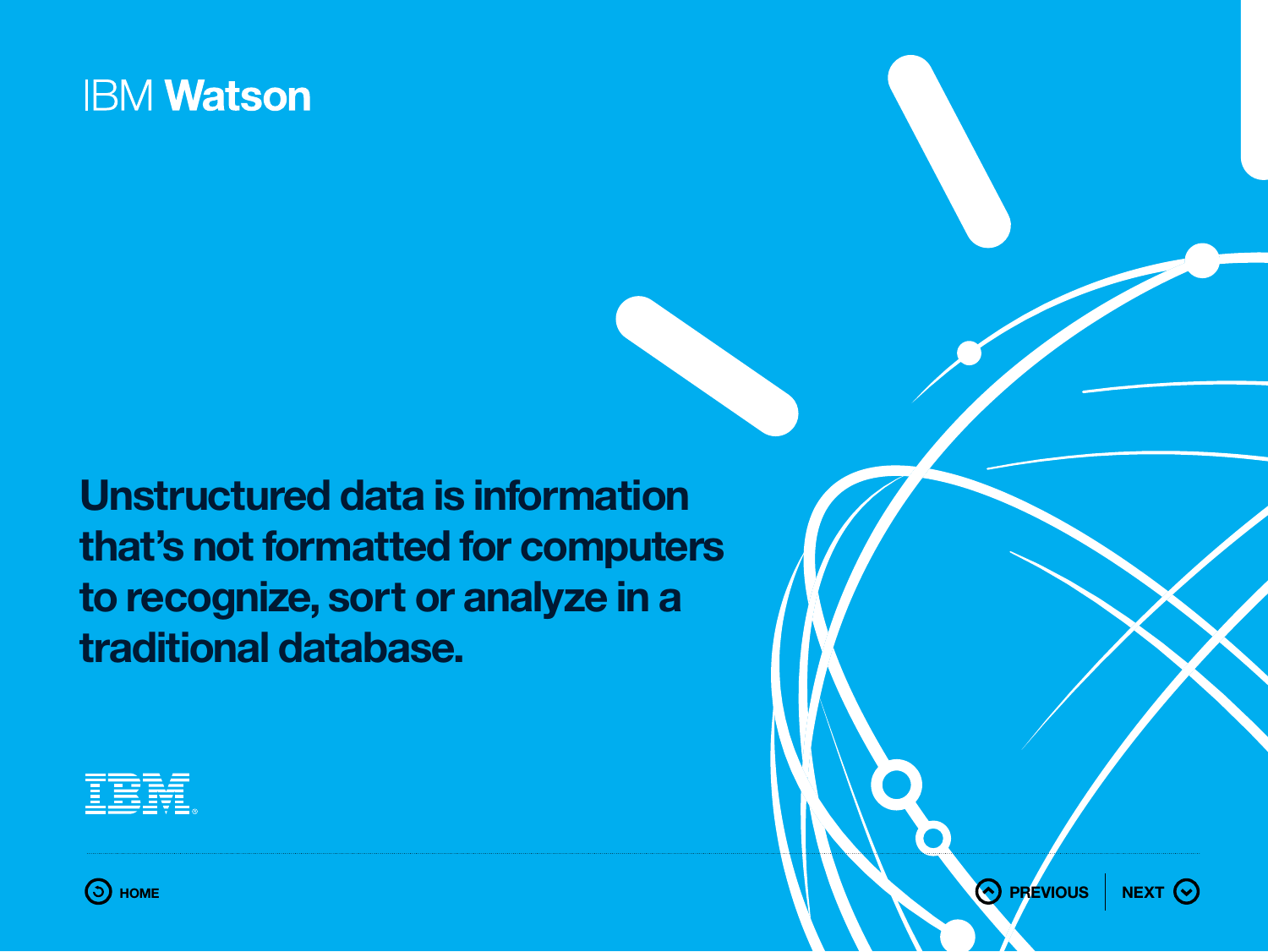IBM **Watson**

**Unstructured data is information that's not formatted for computers to recognize, sort or analyze in a traditional database.**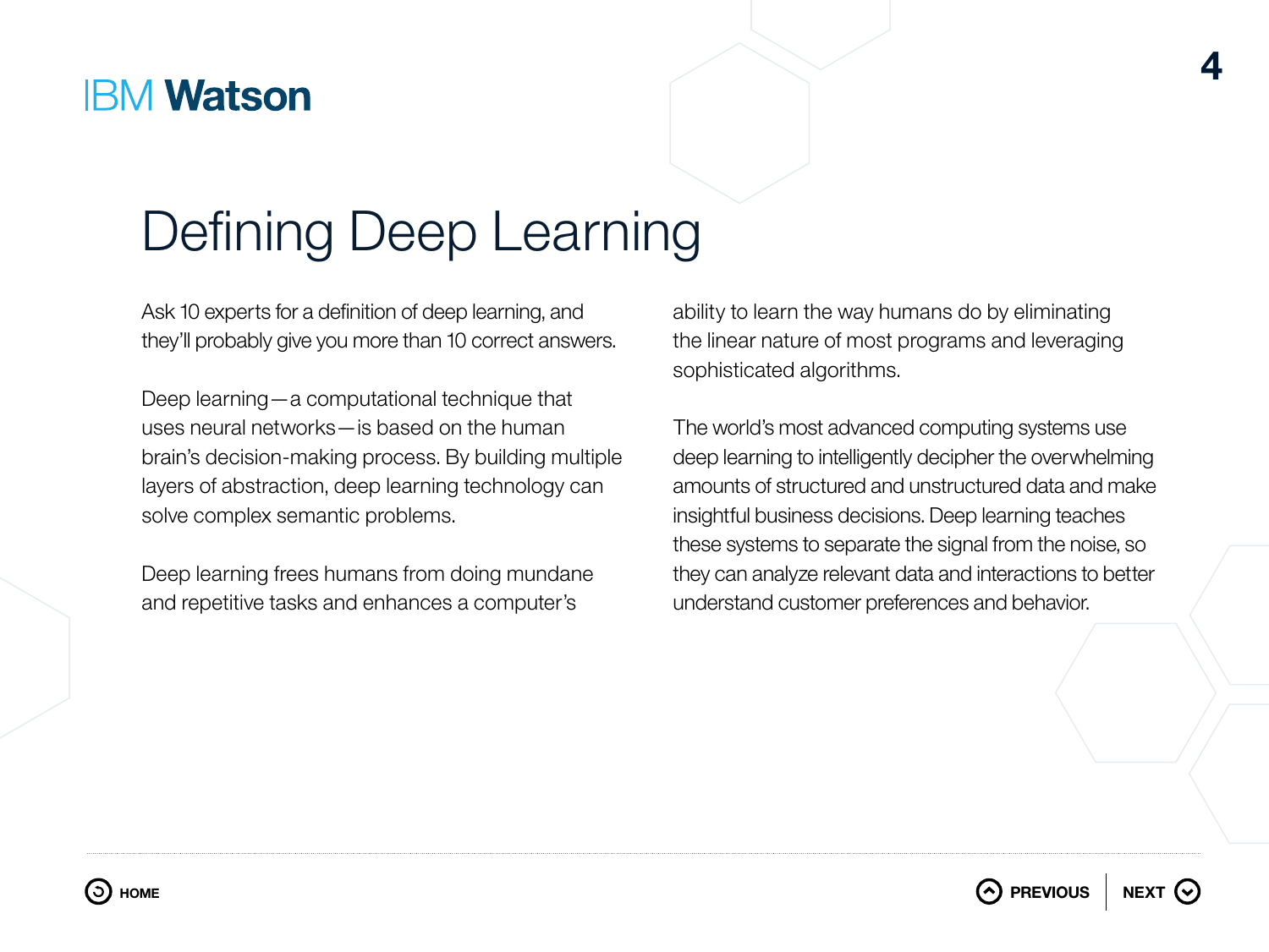# Defining Deep Learning

Ask 10 experts for a definition of deep learning, and they'll probably give you more than 10 correct answers.

Deep learning—a computational technique that uses neural networks—is based on the human brain's decision-making process. By building multiple layers of abstraction, deep learning technology can solve complex semantic problems.

Deep learning frees humans from doing mundane and repetitive tasks and enhances a computer's ability to learn the way humans do by eliminating the linear nature of most programs and leveraging sophisticated algorithms.

The world's most advanced computing systems use deep learning to intelligently decipher the overwhelming amounts of structured and unstructured data and make insightful business decisions. Deep learning teaches these systems to separate the signal from the noise, so they can analyze relevant data and interactions to better understand customer preferences and behavior.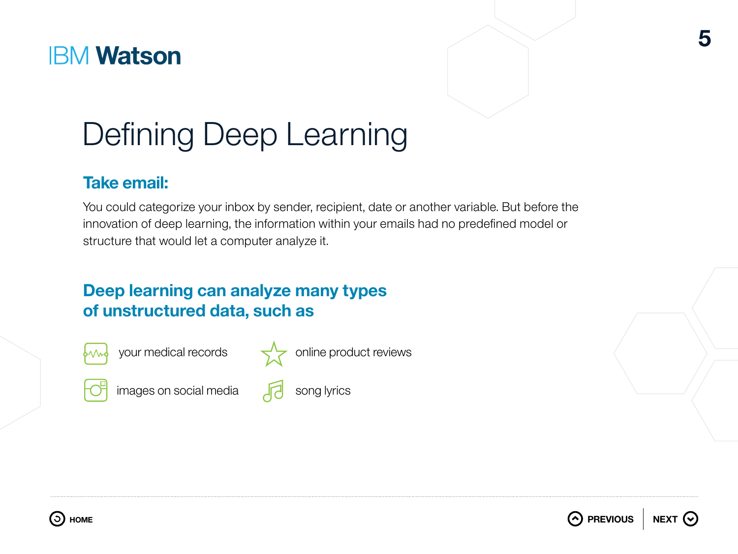# Defining Deep Learning

## Take email:

You could categorize your inbox by sender, recipient, date or another variable. But before the innovation of deep learning, the information within your emails had no predefined model or structure that would let a computer analyze it.

## Deep learning can analyze many types of unstructured data, such as

- your medical records
- online product reviews
- images on social media
- song lyrics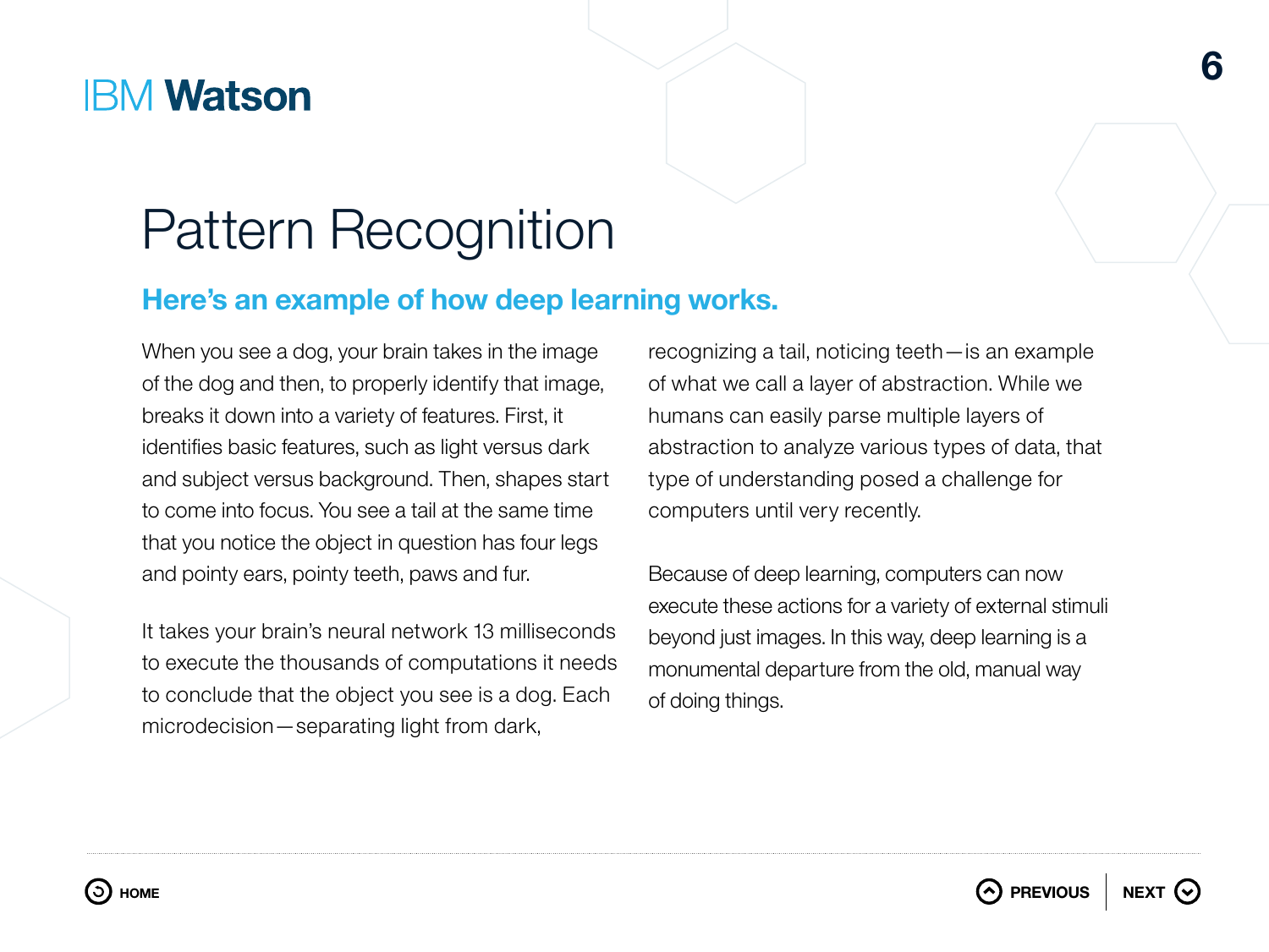# Pattern Recognition

## Here's an example of how deep learning works.

When you see a dog, your brain takes in the image of the dog and then, to properly identify that image, breaks it down into a variety of features. First, it identifies basic features, such as light versus dark and subject versus background. Then, shapes start to come into focus. You see a tail at the same time that you notice the object in question has four legs and pointy ears, pointy teeth, paws and fur.

It takes your brain's neural network 13 milliseconds to execute the thousands of computations it needs to conclude that the object you see is a dog. Each microdecision—separating light from dark, recognizing a tail, noticing teeth—is an example of what we call a layer of abstraction. While we humans can easily parse multiple layers of abstraction to analyze various types of data, that type of understanding posed a challenge for computers until very recently.

Because of deep learning, computers can now execute these actions for a variety of external stimuli beyond just images. In this way, deep learning is a monumental departure from the old, manual way of doing things.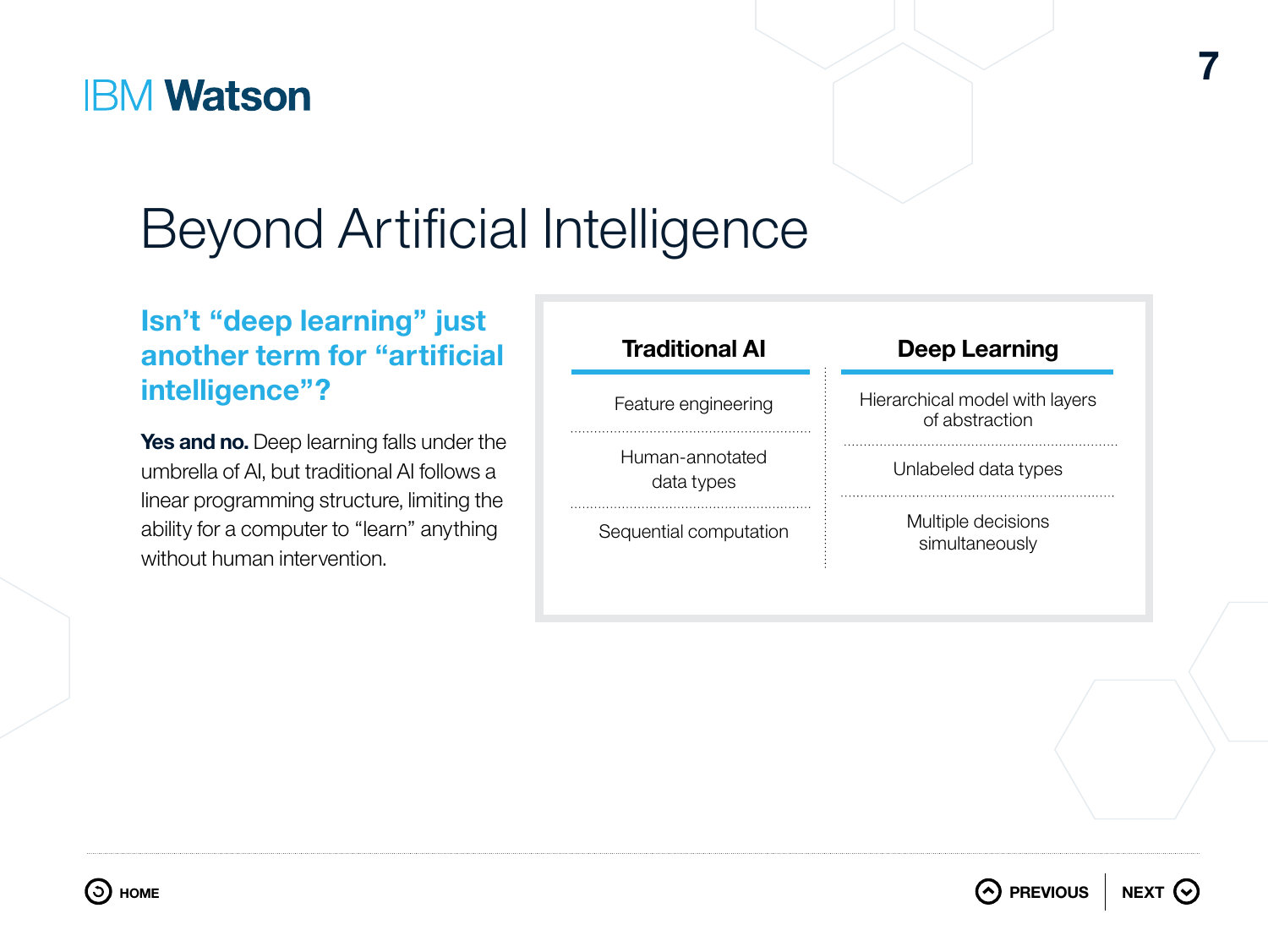# Beyond Artificial Intelligence

## Isn't "deep learning" just another term for "artificial intelligence"?

**Yes and no.** Deep learning falls under the umbrella of AI, but traditional AI follows a linear programming structure, limiting the ability for a computer to "learn" anything without human intervention.

| Traditional AI | Deep Learning |
|---|---|
| Feature engineering | Hierarchical model with layers of abstraction |
| Human-annotated data types | Unlabeled data types |
| Sequential computation | Multiple decisions simultaneously |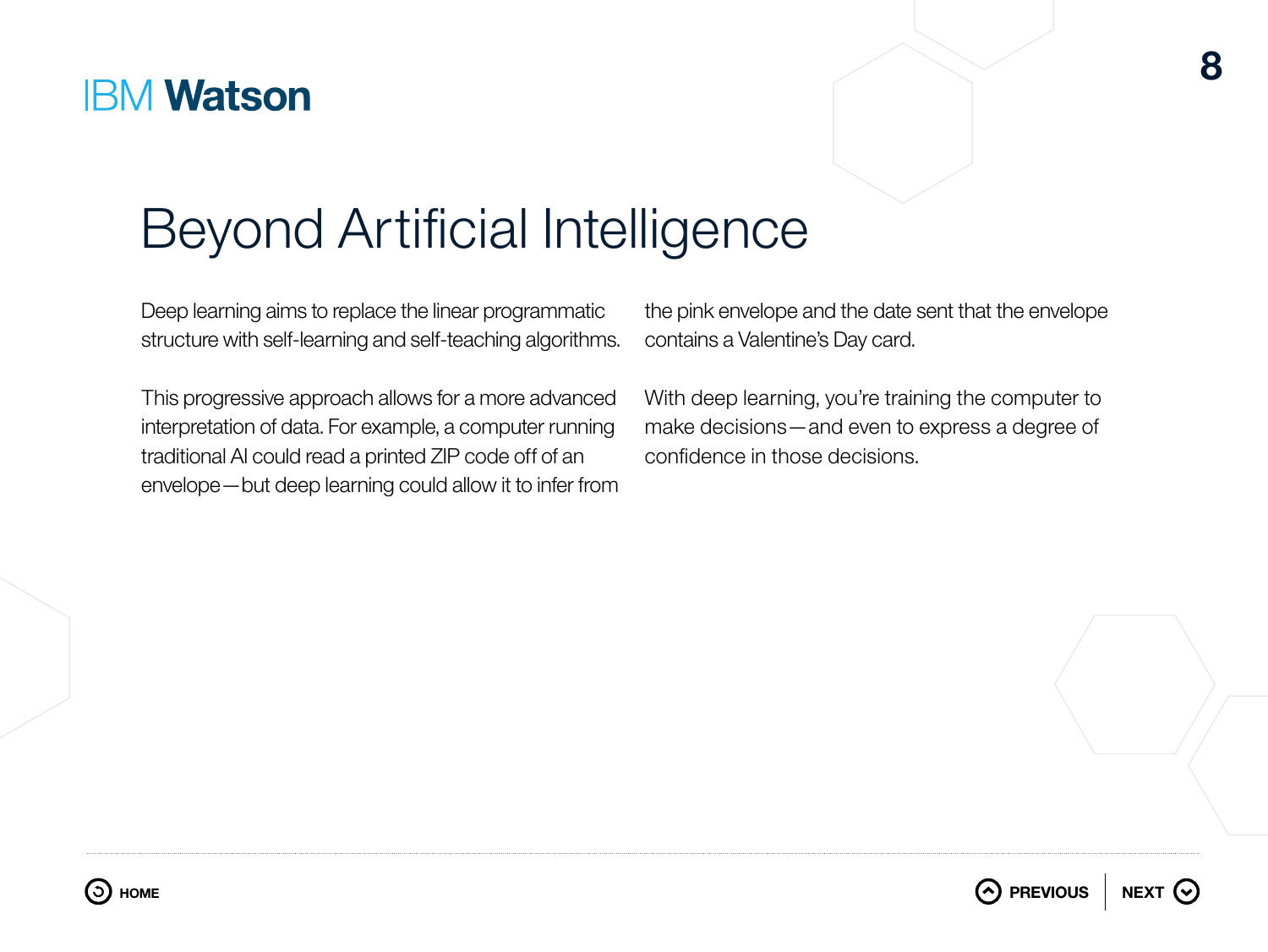# Beyond Artificial Intelligence

Deep learning aims to replace the linear programmatic structure with self-learning and self-teaching algorithms.

This progressive approach allows for a more advanced interpretation of data. For example, a computer running traditional AI could read a printed ZIP code off of an envelope—but deep learning could allow it to infer from the pink envelope and the date sent that the envelope contains a Valentine's Day card.

With deep learning, you're training the computer to make decisions—and even to express a degree of confidence in those decisions.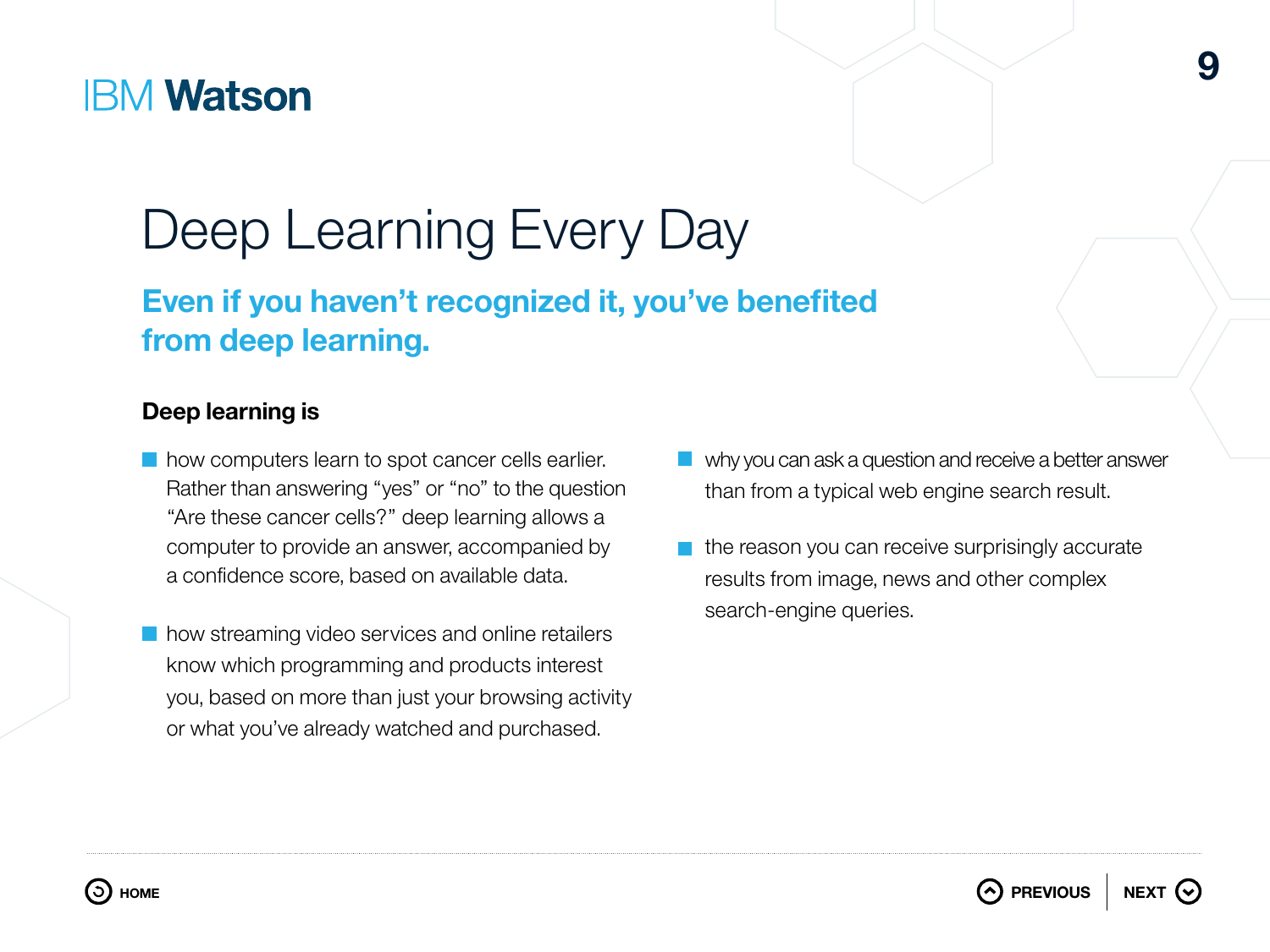# Deep Learning Every Day

## Even if you haven't recognized it, you've benefited from deep learning.

**Deep learning is**

- how computers learn to spot cancer cells earlier. Rather than answering "yes" or "no" to the question "Are these cancer cells?" deep learning allows a computer to provide an answer, accompanied by a confidence score, based on available data.

- how streaming video services and online retailers know which programming and products interest you, based on more than just your browsing activity or what you've already watched and purchased.

- why you can ask a question and receive a better answer than from a typical web engine search result.

- the reason you can receive surprisingly accurate results from image, news and other complex search-engine queries.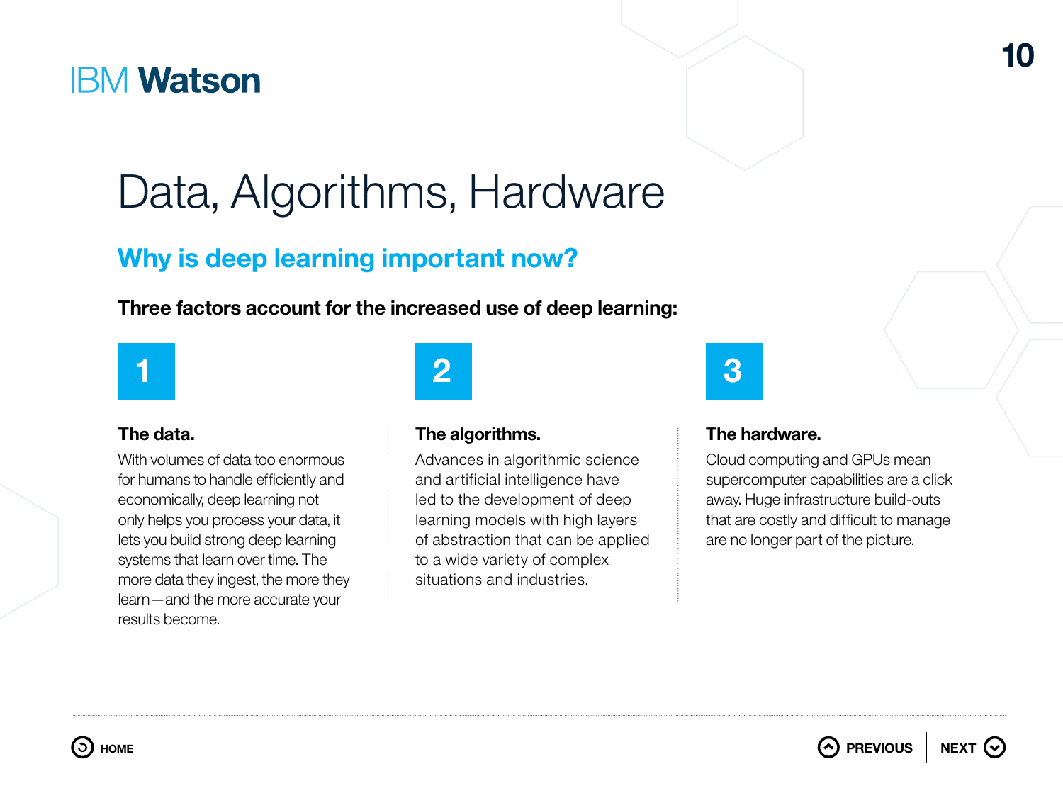# Data, Algorithms, Hardware

## Why is deep learning important now?

**Three factors account for the increased use of deep learning:**

### 1

**The data.**

With volumes of data too enormous for humans to handle efficiently and economically, deep learning not only helps you process your data, it lets you build strong deep learning systems that learn over time. The more data they ingest, the more they learn—and the more accurate your results become.

### 2

**The algorithms.**

Advances in algorithmic science and artificial intelligence have led to the development of deep learning models with high layers of abstraction that can be applied to a wide variety of complex situations and industries.

### 3

**The hardware.**

Cloud computing and GPUs mean supercomputer capabilities are a click away. Huge infrastructure build-outs that are costly and difficult to manage are no longer part of the picture.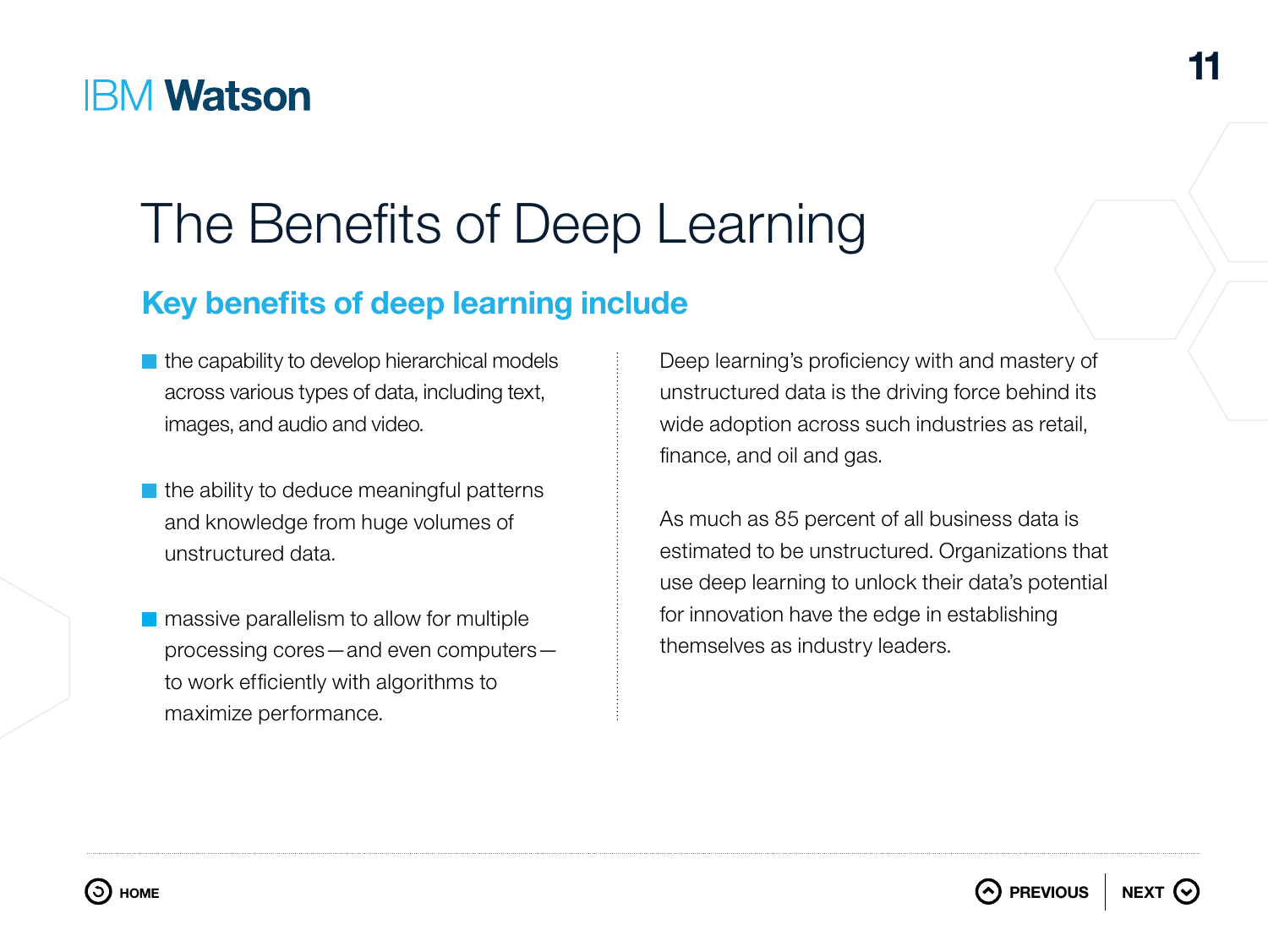# The Benefits of Deep Learning

## Key benefits of deep learning include

- the capability to develop hierarchical models across various types of data, including text, images, and audio and video.
- the ability to deduce meaningful patterns and knowledge from huge volumes of unstructured data.
- massive parallelism to allow for multiple processing cores—and even computers—to work efficiently with algorithms to maximize performance.

Deep learning's proficiency with and mastery of unstructured data is the driving force behind its wide adoption across such industries as retail, finance, and oil and gas.

As much as 85 percent of all business data is estimated to be unstructured. Organizations that use deep learning to unlock their data's potential for innovation have the edge in establishing themselves as industry leaders.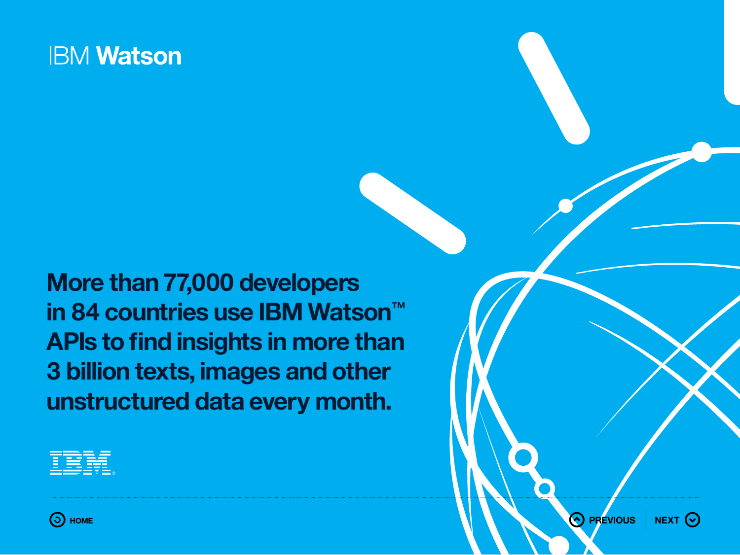IBM **Watson**

**More than 77,000 developers in 84 countries use IBM Watson™ APIs to find insights in more than 3 billion texts, images and other unstructured data every month.**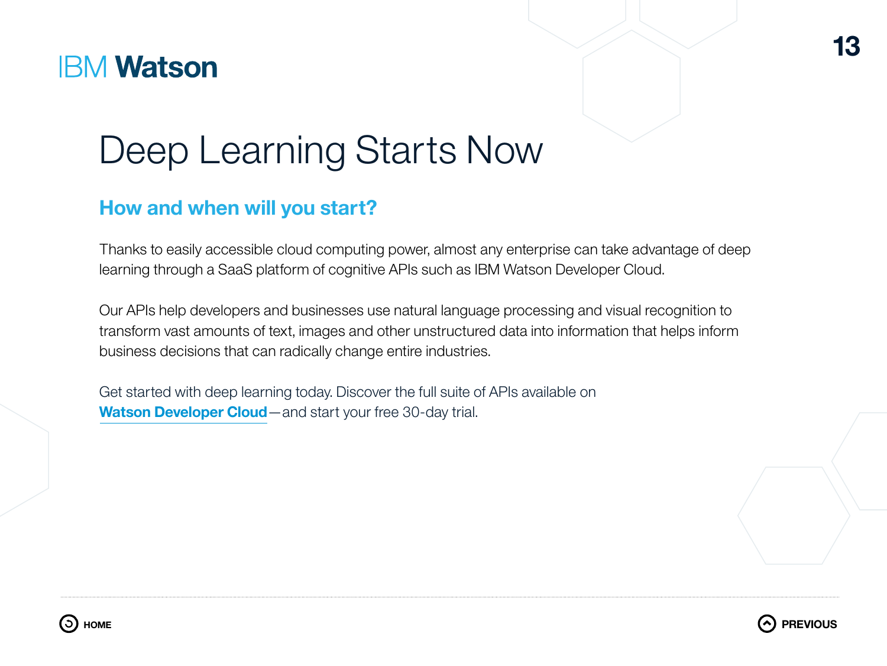IBM Watson

# Deep Learning Starts Now

## How and when will you start?

Thanks to easily accessible cloud computing power, almost any enterprise can take advantage of deep learning through a SaaS platform of cognitive APIs such as IBM Watson Developer Cloud.

Our APIs help developers and businesses use natural language processing and visual recognition to transform vast amounts of text, images and other unstructured data into information that helps inform business decisions that can radically change entire industries.

Get started with deep learning today. Discover the full suite of APIs available on **Watson Developer Cloud**—and start your free 30-day trial.

HOME

PREVIOUS